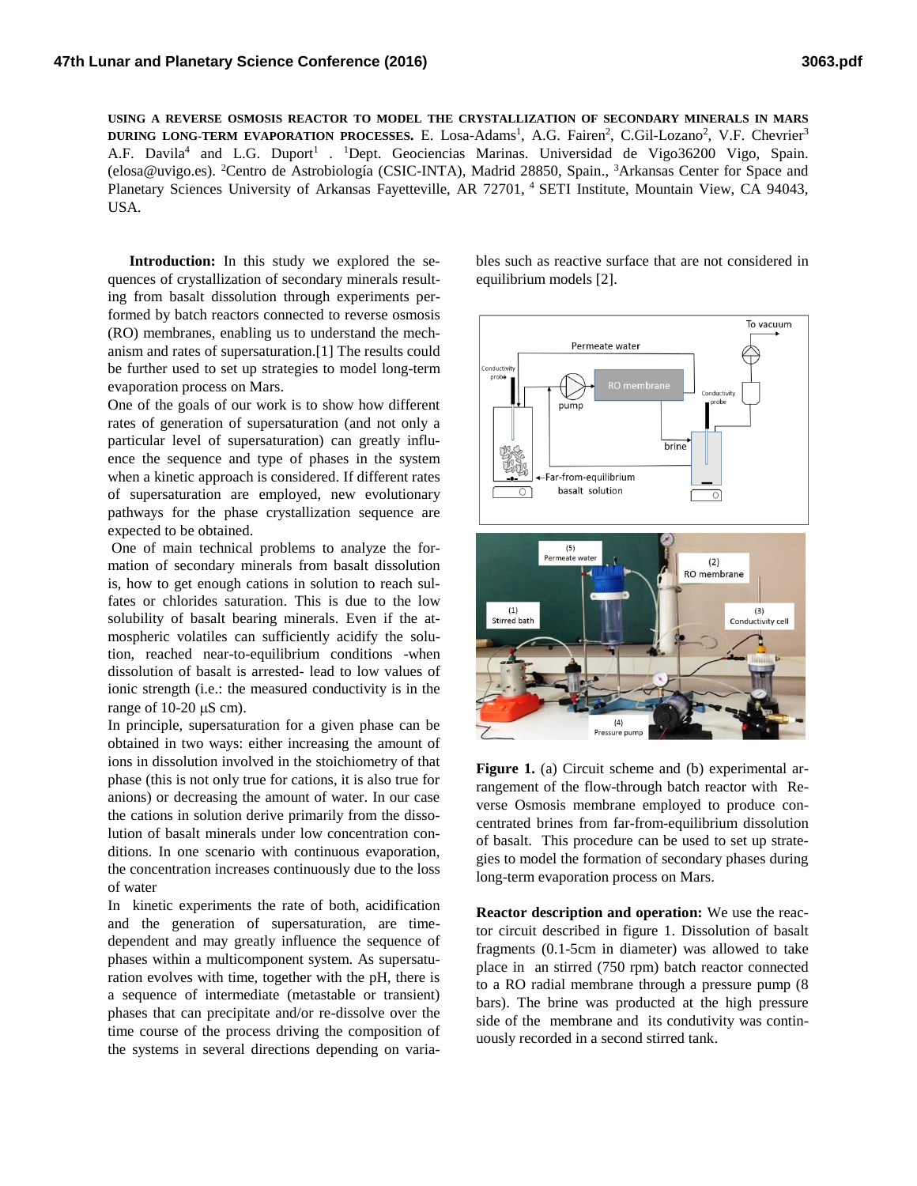**USING A REVERSE OSMOSIS REACTOR TO MODEL THE CRYSTALLIZATION OF SECONDARY MINERALS IN MARS DURING LONG-TERM EVAPORATION PROCESSES.** E. Losa-Adams[1], A.G. Fairen[2], C.Gil-Lozano[2], V.F. Chevrier[3] A.F. Davila[4] and L.G. Duport[1] . [1]Dept. Geociencias Marinas. Universidad de Vigo36200 Vigo, Spain. (elosa@uvigo.es). [2]Centro de Astrobiología (CSIC-INTA), Madrid 28850, Spain., [3]Arkansas Center for Space and Planetary Sciences University of Arkansas Fayetteville, AR 72701, [4] SETI Institute, Mountain View, CA 94043, USA.

**Introduction:** In this study we explored the sequences of crystallization of secondary minerals resulting from basalt dissolution through experiments performed by batch reactors connected to reverse osmosis (RO) membranes, enabling us to understand the mechanism and rates of supersaturation.[1] The results could be further used to set up strategies to model long-term evaporation process on Mars.

One of the goals of our work is to show how different rates of generation of supersaturation (and not only a particular level of supersaturation) can greatly influence the sequence and type of phases in the system when a kinetic approach is considered. If different rates of supersaturation are employed, new evolutionary pathways for the phase crystallization sequence are expected to be obtained.

One of main technical problems to analyze the formation of secondary minerals from basalt dissolution is, how to get enough cations in solution to reach sulfates or chlorides saturation. This is due to the low solubility of basalt bearing minerals. Even if the atmospheric volatiles can sufficiently acidify the solution, reached near-to-equilibrium conditions -when dissolution of basalt is arrested- lead to low values of ionic strength (i.e.: the measured conductivity is in the range of 10-20 μS cm).

In principle, supersaturation for a given phase can be obtained in two ways: either increasing the amount of ions in dissolution involved in the stoichiometry of that phase (this is not only true for cations, it is also true for anions) or decreasing the amount of water. In our case the cations in solution derive primarily from the dissolution of basalt minerals under low concentration conditions. In one scenario with continuous evaporation, the concentration increases continuously due to the loss of water

In kinetic experiments the rate of both, acidification and the generation of supersaturation, are time-dependent and may greatly influence the sequence of phases within a multicomponent system. As supersaturation evolves with time, together with the pH, there is a sequence of intermediate (metastable or transient) phases that can precipitate and/or re-dissolve over the time course of the process driving the composition of the systems in several directions depending on variables such as reactive surface that are not considered in equilibrium models [2].

**Figure 1.** (a) Circuit scheme and (b) experimental arrangement of the flow-through batch reactor with Reverse Osmosis membrane employed to produce concentrated brines from far-from-equilibrium dissolution of basalt. This procedure can be used to set up strategies to model the formation of secondary phases during long-term evaporation process on Mars.

**Reactor description and operation:** We use the reactor circuit described in figure 1. Dissolution of basalt fragments (0.1-5cm in diameter) was allowed to take place in an stirred (750 rpm) batch reactor connected to a RO radial membrane through a pressure pump (8 bars). The brine was producted at the high pressure side of the membrane and its condutivity was continuously recorded in a second stirred tank.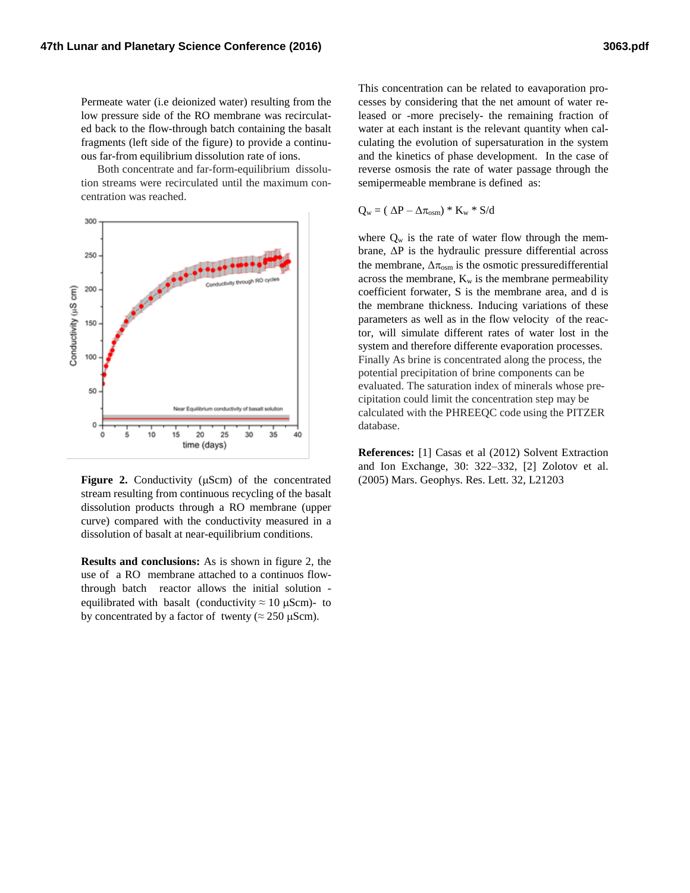Permeate water (i.e deionized water) resulting from the low pressure side of the RO membrane was recirculated back to the flow-through batch containing the basalt fragments (left side of the figure) to provide a continuous far-from equilibrium dissolution rate of ions.

Both concentrate and far-form-equilibrium dissolution streams were recirculated until the maximum concentration was reached.

Conductivity (µS cm)

300
250
200
150
100
50
0

Conductivity through RO cycles

Near Equilibrium conductivity of basalt solution

0 5 10 15 20 25 30 35 40

time (days)

**Figure 2.** Conductivity (µScm) of the concentrated stream resulting from continuous recycling of the basalt dissolution products through a RO membrane (upper curve) compared with the conductivity measured in a dissolution of basalt at near-equilibrium conditions.

**Results and conclusions:** As is shown in figure 2, the use of a RO membrane attached to a continuos flow-through batch reactor allows the initial solution -equilibrated with basalt (conductivity ≈ 10 µScm)- to by concentrated by a factor of twenty (≈ 250 µScm).

This concentration can be related to eavaporation processes by considering that the net amount of water released or -more precisely- the remaining fraction of water at each instant is the relevant quantity when calculating the evolution of supersaturation in the system and the kinetics of phase development. In the case of reverse osmosis the rate of water passage through the semipermeable membrane is defined as:

$$Q_w = ( \Delta P - \Delta\pi_{osm}) * K_w * S/d$$

where $Q_w$ is the rate of water flow through the membrane, $\Delta P$ is the hydraulic pressure differential across the membrane, $\Delta\pi_{osm}$ is the osmotic pressuredifferential across the membrane, $K_w$ is the membrane permeability coefficient forwater, S is the membrane area, and d is the membrane thickness. Inducing variations of these parameters as well as in the flow velocity of the reactor, will simulate different rates of water lost in the system and therefore differente evaporation processes. Finally As brine is concentrated along the process, the potential precipitation of brine components can be evaluated. The saturation index of minerals whose precipitation could limit the concentration step may be calculated with the PHREEQC code using the PITZER database.

**References:** [1] Casas et al (2012) Solvent Extraction and Ion Exchange, 30: 322–332, [2] Zolotov et al. (2005) Mars. Geophys. Res. Lett. 32, L21203